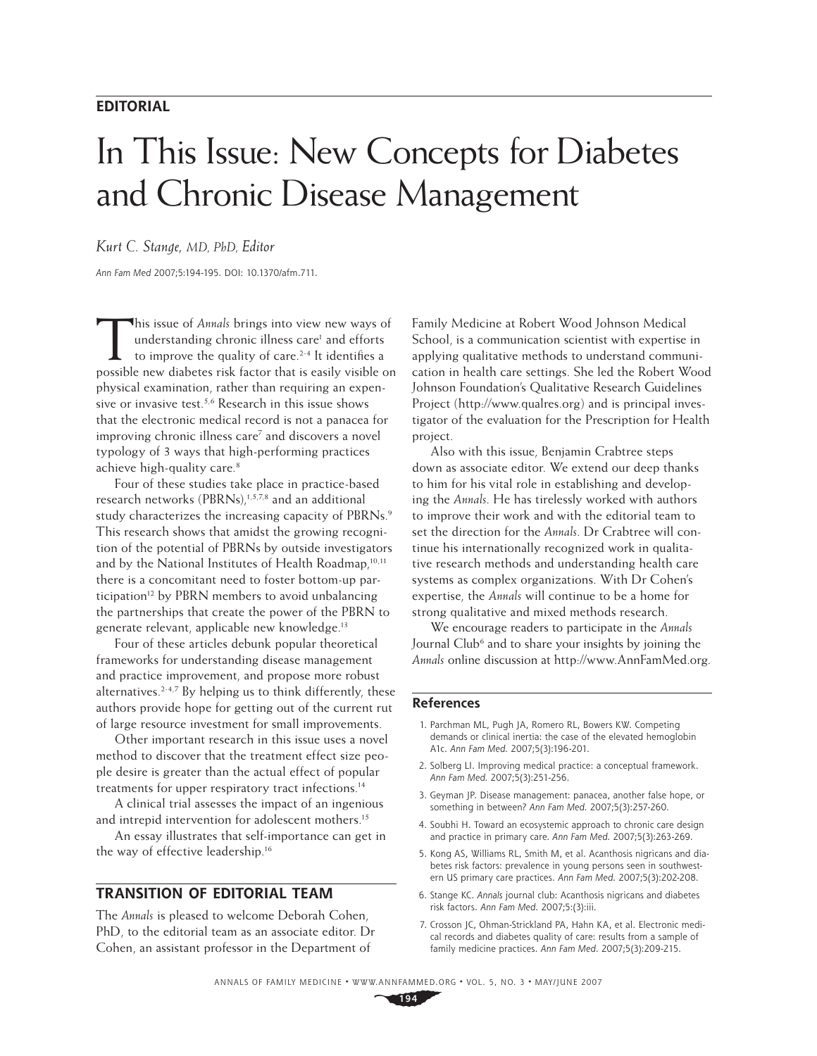**EDITORIAL**

# In This Issue: New Concepts for Diabetes and Chronic Disease Management

*Kurt C. Stange, MD, PhD, Editor*

*Ann Fam Med* 2007;5:194-195. DOI: 10.1370/afm.711.

This issue of *Annals* brings into view new ways of understanding chronic illness care[1] and efforts to improve the quality of care.[2-4] It identifies a possible new diabetes risk factor that is easily visible on physical examination, rather than requiring an expensive or invasive test.[5,6] Research in this issue shows that the electronic medical record is not a panacea for improving chronic illness care[7] and discovers a novel typology of 3 ways that high-performing practices achieve high-quality care.[8]

Four of these studies take place in practice-based research networks (PBRNs),[1,5,7,8] and an additional study characterizes the increasing capacity of PBRNs.[9] This research shows that amidst the growing recognition of the potential of PBRNs by outside investigators and by the National Institutes of Health Roadmap,[10,11] there is a concomitant need to foster bottom-up participation[12] by PBRN members to avoid unbalancing the partnerships that create the power of the PBRN to generate relevant, applicable new knowledge.[13]

Four of these articles debunk popular theoretical frameworks for understanding disease management and practice improvement, and propose more robust alternatives.[2-4,7] By helping us to think differently, these authors provide hope for getting out of the current rut of large resource investment for small improvements.

Other important research in this issue uses a novel method to discover that the treatment effect size people desire is greater than the actual effect of popular treatments for upper respiratory tract infections.[14]

A clinical trial assesses the impact of an ingenious and intrepid intervention for adolescent mothers.[15]

An essay illustrates that self-importance can get in the way of effective leadership.[16]

## TRANSITION OF EDITORIAL TEAM

The *Annals* is pleased to welcome Deborah Cohen, PhD, to the editorial team as an associate editor. Dr Cohen, an assistant professor in the Department of Family Medicine at Robert Wood Johnson Medical School, is a communication scientist with expertise in applying qualitative methods to understand communication in health care settings. She led the Robert Wood Johnson Foundation's Qualitative Research Guidelines Project (http://www.qualres.org) and is principal investigator of the evaluation for the Prescription for Health project.

Also with this issue, Benjamin Crabtree steps down as associate editor. We extend our deep thanks to him for his vital role in establishing and developing the *Annals*. He has tirelessly worked with authors to improve their work and with the editorial team to set the direction for the *Annals*. Dr Crabtree will continue his internationally recognized work in qualitative research methods and understanding health care systems as complex organizations. With Dr Cohen's expertise, the *Annals* will continue to be a home for strong qualitative and mixed methods research.

We encourage readers to participate in the *Annals* Journal Club[6] and to share your insights by joining the *Annals* online discussion at http://www.AnnFamMed.org.

## References

1. Parchman ML, Pugh JA, Romero RL, Bowers KW. Competing demands or clinical inertia: the case of the elevated hemoglobin A1c. *Ann Fam Med.* 2007;5(3):196-201.
2. Solberg LI. Improving medical practice: a conceptual framework. *Ann Fam Med.* 2007;5(3):251-256.
3. Geyman JP. Disease management: panacea, another false hope, or something in between? *Ann Fam Med.* 2007;5(3):257-260.
4. Soubhi H. Toward an ecosystemic approach to chronic care design and practice in primary care. *Ann Fam Med.* 2007;5(3):263-269.
5. Kong AS, Williams RL, Smith M, et al. Acanthosis nigricans and diabetes risk factors: prevalence in young persons seen in southwestern US primary care practices. *Ann Fam Med.* 2007;5(3):202-208.
6. Stange KC. *Annals* journal club: Acanthosis nigricans and diabetes risk factors. *Ann Fam Med.* 2007;5:(3):iii.
7. Crosson JC, Ohman-Strickland PA, Hahn KA, et al. Electronic medical records and diabetes quality of care: results from a sample of family medicine practices. *Ann Fam Med.* 2007;5(3):209-215.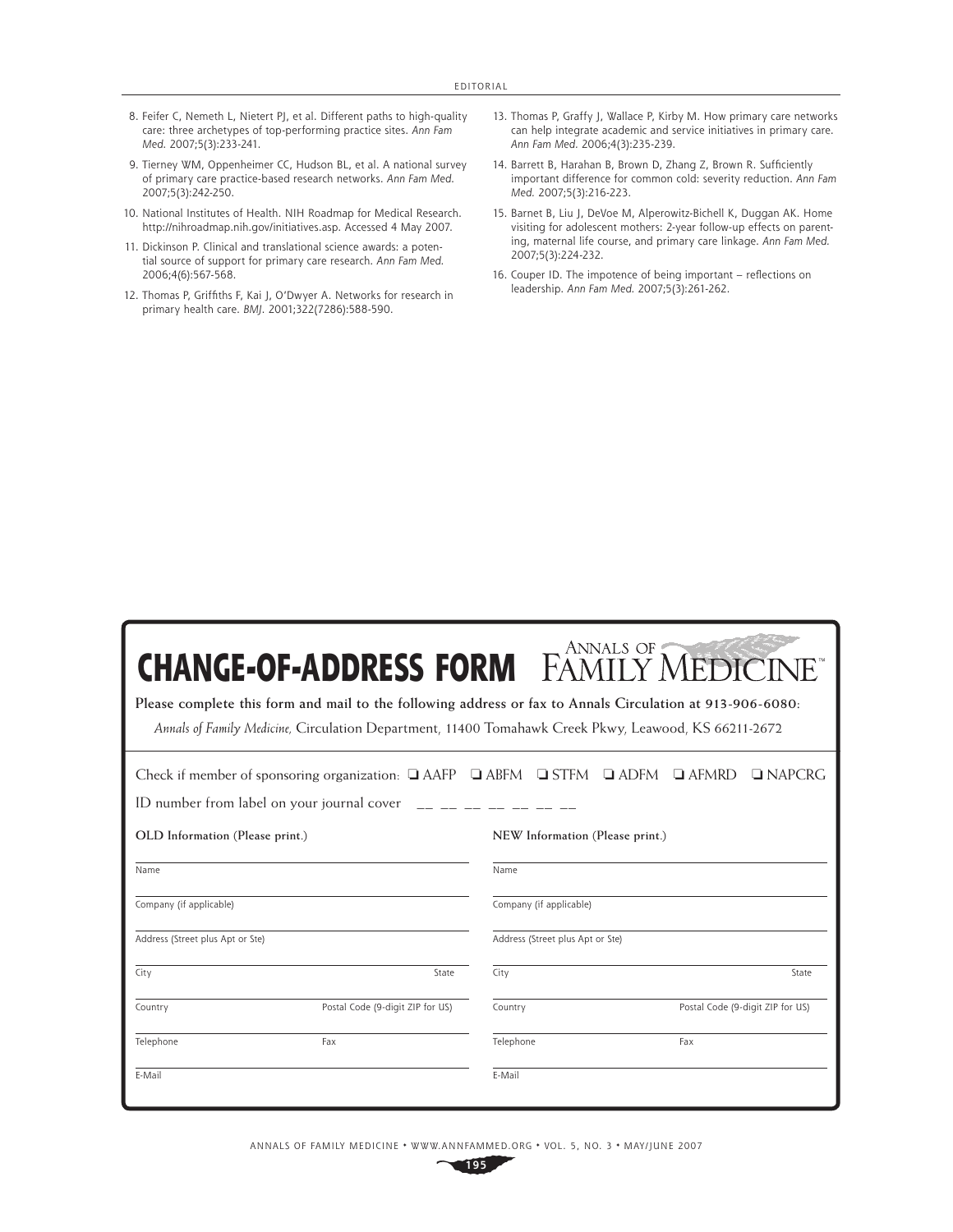8. Feifer C, Nemeth L, Nietert PJ, et al. Different paths to high-quality care: three archetypes of top-performing practice sites. *Ann Fam Med.* 2007;5(3):233-241.
9. Tierney WM, Oppenheimer CC, Hudson BL, et al. A national survey of primary care practice-based research networks. *Ann Fam Med.* 2007;5(3):242-250.
10. National Institutes of Health. NIH Roadmap for Medical Research. http://nihroadmap.nih.gov/initiatives.asp. Accessed 4 May 2007.
11. Dickinson P. Clinical and translational science awards: a potential source of support for primary care research. *Ann Fam Med.* 2006;4(6):567-568.
12. Thomas P, Griffiths F, Kai J, O'Dwyer A. Networks for research in primary health care. *BMJ.* 2001;322(7286):588-590.
13. Thomas P, Graffy J, Wallace P, Kirby M. How primary care networks can help integrate academic and service initiatives in primary care. *Ann Fam Med.* 2006;4(3):235-239.
14. Barrett B, Harahan B, Brown D, Zhang Z, Brown R. Sufficiently important difference for common cold: severity reduction. *Ann Fam Med.* 2007;5(3):216-223.
15. Barnet B, Liu J, DeVoe M, Alperowitz-Bichell K, Duggan AK. Home visiting for adolescent mothers: 2-year follow-up effects on parenting, maternal life course, and primary care linkage. *Ann Fam Med.* 2007;5(3):224-232.
16. Couper ID. The impotence of being important – reflections on leadership. *Ann Fam Med.* 2007;5(3):261-262.

# CHANGE-OF-ADDRESS FORM

ANNALS OF FAMILY MEDICINE™

**Please complete this form and mail to the following address or fax to Annals Circulation at 913-906-6080:**

*Annals of Family Medicine,* Circulation Department, 11400 Tomahawk Creek Pkwy, Leawood, KS 66211-2672

Check if member of sponsoring organization: ❑ AAFP ❑ ABFM ❑ STFM ❑ ADFM ❑ AFMRD ❑ NAPCRG

ID number from label on your journal cover __ __ __ __ __ __ __

| **OLD Information (Please print.)** | | **NEW Information (Please print.)** | |
|---|---|---|---|
| Name | | Name | |
| Company (if applicable) | | Company (if applicable) | |
| Address (Street plus Apt or Ste) | | Address (Street plus Apt or Ste) | |
| City | State | City | State |
| Country | Postal Code (9-digit ZIP for US) | Country | Postal Code (9-digit ZIP for US) |
| Telephone | Fax | Telephone | Fax |
| E-Mail | | E-Mail | |